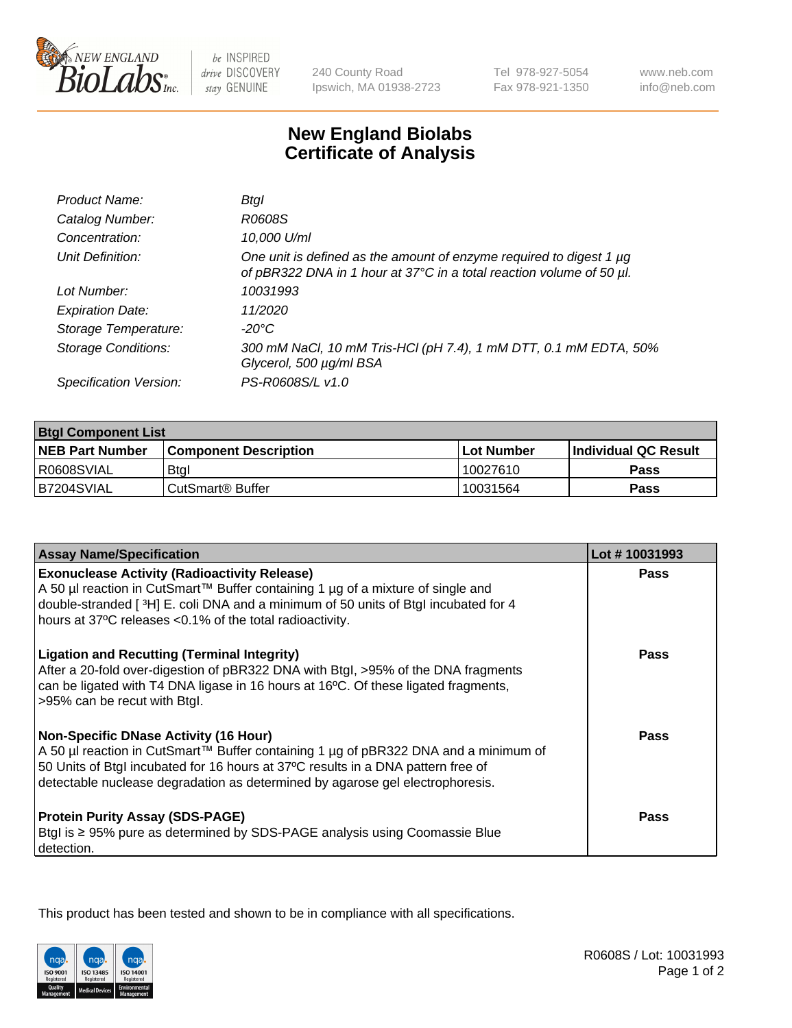# New England Biolabs Certificate of Analysis

| | |
|---|---|
| *Product Name:* | *BtgI* |
| *Catalog Number:* | *R0608S* |
| *Concentration:* | *10,000 U/ml* |
| *Unit Definition:* | *One unit is defined as the amount of enzyme required to digest 1 µg of pBR322 DNA in 1 hour at 37°C in a total reaction volume of 50 µl.* |
| *Lot Number:* | *10031993* |
| *Expiration Date:* | *11/2020* |
| *Storage Temperature:* | *-20°C* |
| *Storage Conditions:* | *300 mM NaCl, 10 mM Tris-HCl (pH 7.4), 1 mM DTT, 0.1 mM EDTA, 50% Glycerol, 500 µg/ml BSA* |
| *Specification Version:* | *PS-R0608S/L v1.0* |

| **BtgI Component List** | | | |
|---|---|---|---|
| **NEB Part Number** | **Component Description** | **Lot Number** | **Individual QC Result** |
| R0608SVIAL | BtgI | 10027610 | **Pass** |
| B7204SVIAL | CutSmart® Buffer | 10031564 | **Pass** |

| **Assay Name/Specification** | **Lot # 10031993** |
|---|---|
| **Exonuclease Activity (Radioactivity Release)**<br>A 50 µl reaction in CutSmart™ Buffer containing 1 µg of a mixture of single and double-stranded [ $^3$H] E. coli DNA and a minimum of 50 units of BtgI incubated for 4 hours at 37ºC releases <0.1% of the total radioactivity. | **Pass** |
| **Ligation and Recutting (Terminal Integrity)**<br>After a 20-fold over-digestion of pBR322 DNA with BtgI, >95% of the DNA fragments can be ligated with T4 DNA ligase in 16 hours at 16ºC. Of these ligated fragments, >95% can be recut with BtgI. | **Pass** |
| **Non-Specific DNase Activity (16 Hour)**<br>A 50 µl reaction in CutSmart™ Buffer containing 1 µg of pBR322 DNA and a minimum of 50 Units of BtgI incubated for 16 hours at 37ºC results in a DNA pattern free of detectable nuclease degradation as determined by agarose gel electrophoresis. | **Pass** |
| **Protein Purity Assay (SDS-PAGE)**<br>BtgI is ≥ 95% pure as determined by SDS-PAGE analysis using Coomassie Blue detection. | **Pass** |

This product has been tested and shown to be in compliance with all specifications.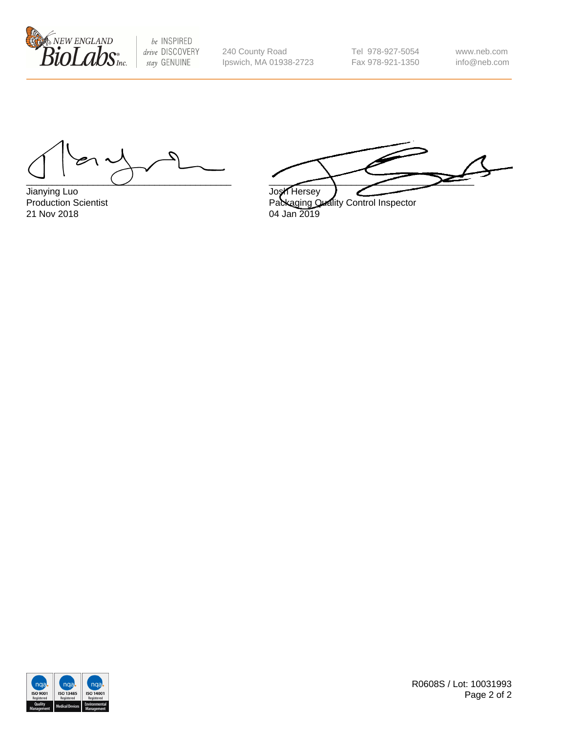240 County Road
Ipswich, MA 01938-2723

Tel 978-927-5054
Fax 978-921-1350

www.neb.com
info@neb.com

Jianying Luo
Production Scientist
21 Nov 2018

Josh Hersey
Packaging Quality Control Inspector
04 Jan 2019

R0608S / Lot: 10031993